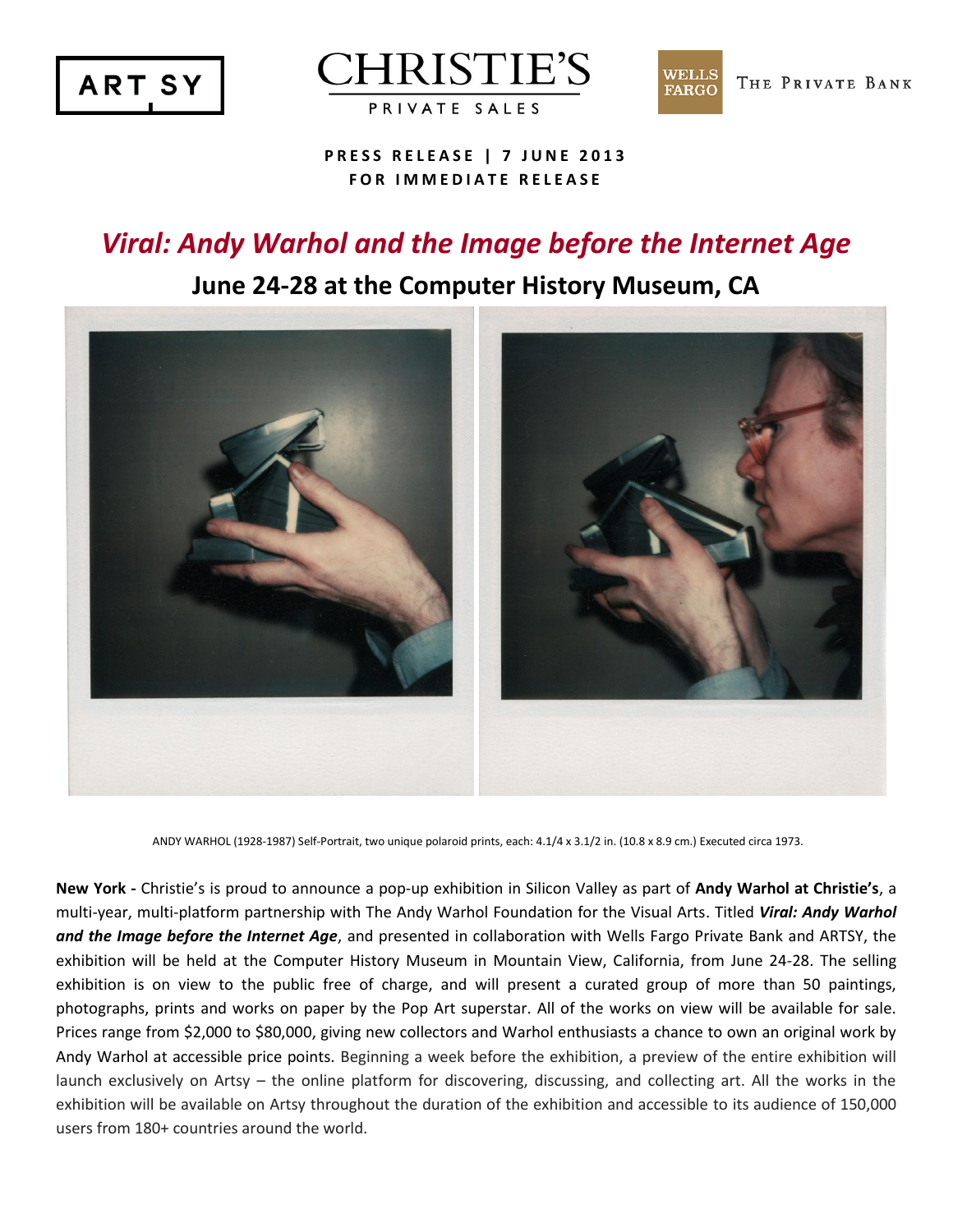ARTSY | CHRISTIE'S PRIVATE SALES | WELLS FARGO THE PRIVATE BANK

**PRESS RELEASE | 7 JUNE 2013**
**FOR IMMEDIATE RELEASE**

# *Viral: Andy Warhol and the Image before the Internet Age*

## June 24-28 at the Computer History Museum, CA

ANDY WARHOL (1928-1987) Self-Portrait, two unique polaroid prints, each: 4.1/4 x 3.1/2 in. (10.8 x 8.9 cm.) Executed circa 1973.

**New York -** Christie's is proud to announce a pop-up exhibition in Silicon Valley as part of **Andy Warhol at Christie's**, a multi-year, multi-platform partnership with The Andy Warhol Foundation for the Visual Arts. Titled ***Viral: Andy Warhol and the Image before the Internet Age***, and presented in collaboration with Wells Fargo Private Bank and ARTSY, the exhibition will be held at the Computer History Museum in Mountain View, California, from June 24-28. The selling exhibition is on view to the public free of charge, and will present a curated group of more than 50 paintings, photographs, prints and works on paper by the Pop Art superstar. All of the works on view will be available for sale. Prices range from $2,000 to $80,000, giving new collectors and Warhol enthusiasts a chance to own an original work by Andy Warhol at accessible price points. Beginning a week before the exhibition, a preview of the entire exhibition will launch exclusively on Artsy – the online platform for discovering, discussing, and collecting art. All the works in the exhibition will be available on Artsy throughout the duration of the exhibition and accessible to its audience of 150,000 users from 180+ countries around the world.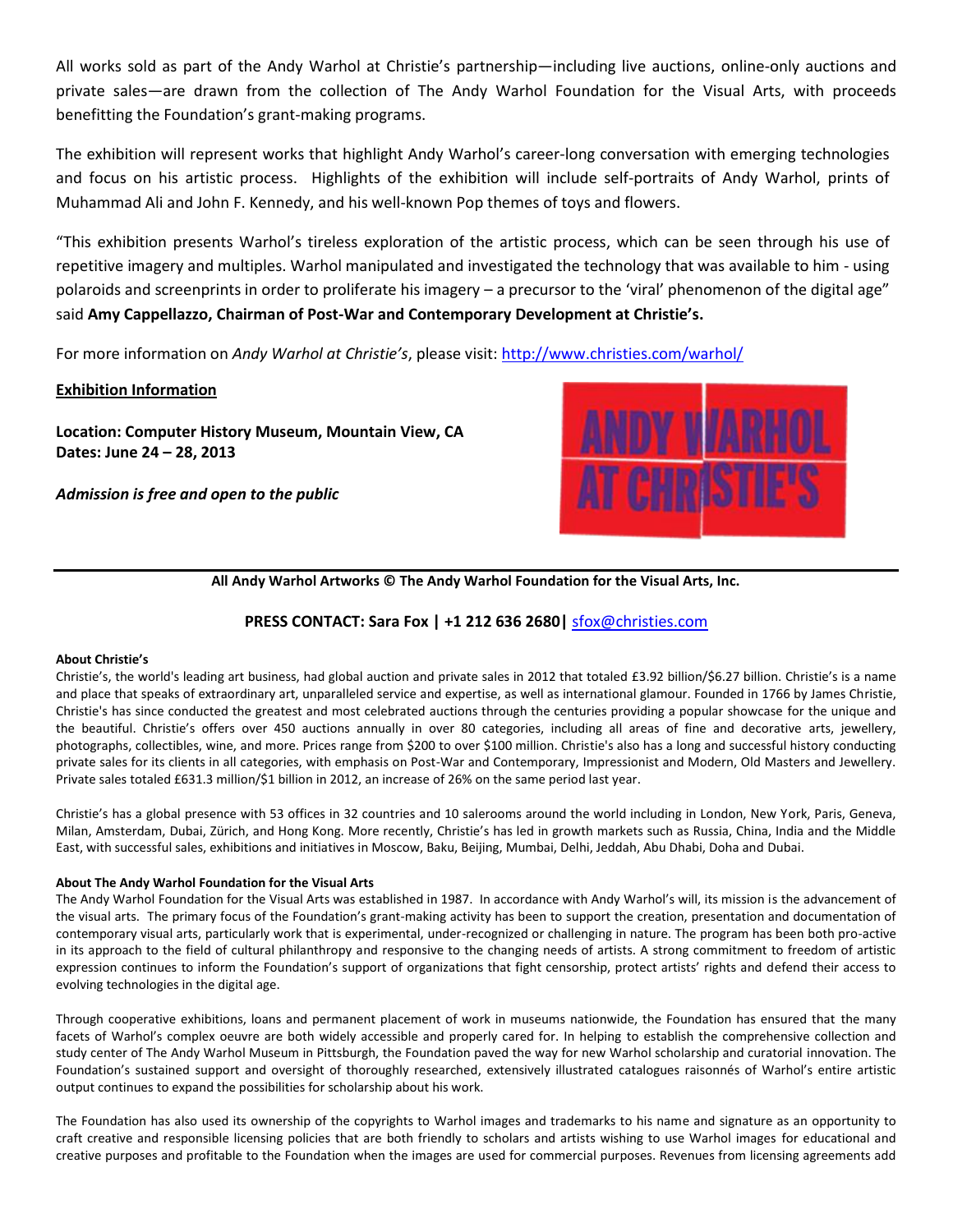All works sold as part of the Andy Warhol at Christie's partnership—including live auctions, online-only auctions and private sales—are drawn from the collection of The Andy Warhol Foundation for the Visual Arts, with proceeds benefitting the Foundation's grant-making programs.

The exhibition will represent works that highlight Andy Warhol's career-long conversation with emerging technologies and focus on his artistic process. Highlights of the exhibition will include self-portraits of Andy Warhol, prints of Muhammad Ali and John F. Kennedy, and his well-known Pop themes of toys and flowers.

"This exhibition presents Warhol's tireless exploration of the artistic process, which can be seen through his use of repetitive imagery and multiples. Warhol manipulated and investigated the technology that was available to him - using polaroids and screenprints in order to proliferate his imagery – a precursor to the 'viral' phenomenon of the digital age" said **Amy Cappellazzo, Chairman of Post-War and Contemporary Development at Christie's.**

For more information on *Andy Warhol at Christie's*, please visit: http://www.christies.com/warhol/

**Exhibition Information**

**Location: Computer History Museum, Mountain View, CA**
**Dates: June 24 – 28, 2013**

***Admission is free and open to the public***

ANDY WARHOL AT CHRISTIE'S

---

**All Andy Warhol Artworks © The Andy Warhol Foundation for the Visual Arts, Inc.**

**PRESS CONTACT: Sara Fox | +1 212 636 2680|** sfox@christies.com

**About Christie's**

Christie's, the world's leading art business, had global auction and private sales in 2012 that totaled £3.92 billion/$6.27 billion. Christie's is a name and place that speaks of extraordinary art, unparalleled service and expertise, as well as international glamour. Founded in 1766 by James Christie, Christie's has since conducted the greatest and most celebrated auctions through the centuries providing a popular showcase for the unique and the beautiful. Christie's offers over 450 auctions annually in over 80 categories, including all areas of fine and decorative arts, jewellery, photographs, collectibles, wine, and more. Prices range from $200 to over $100 million. Christie's also has a long and successful history conducting private sales for its clients in all categories, with emphasis on Post-War and Contemporary, Impressionist and Modern, Old Masters and Jewellery. Private sales totaled £631.3 million/$1 billion in 2012, an increase of 26% on the same period last year.

Christie's has a global presence with 53 offices in 32 countries and 10 salerooms around the world including in London, New York, Paris, Geneva, Milan, Amsterdam, Dubai, Zürich, and Hong Kong. More recently, Christie's has led in growth markets such as Russia, China, India and the Middle East, with successful sales, exhibitions and initiatives in Moscow, Baku, Beijing, Mumbai, Delhi, Jeddah, Abu Dhabi, Doha and Dubai.

**About The Andy Warhol Foundation for the Visual Arts**

The Andy Warhol Foundation for the Visual Arts was established in 1987. In accordance with Andy Warhol's will, its mission is the advancement of the visual arts. The primary focus of the Foundation's grant-making activity has been to support the creation, presentation and documentation of contemporary visual arts, particularly work that is experimental, under-recognized or challenging in nature. The program has been both pro-active in its approach to the field of cultural philanthropy and responsive to the changing needs of artists. A strong commitment to freedom of artistic expression continues to inform the Foundation's support of organizations that fight censorship, protect artists' rights and defend their access to evolving technologies in the digital age.

Through cooperative exhibitions, loans and permanent placement of work in museums nationwide, the Foundation has ensured that the many facets of Warhol's complex oeuvre are both widely accessible and properly cared for. In helping to establish the comprehensive collection and study center of The Andy Warhol Museum in Pittsburgh, the Foundation paved the way for new Warhol scholarship and curatorial innovation. The Foundation's sustained support and oversight of thoroughly researched, extensively illustrated catalogues raisonnés of Warhol's entire artistic output continues to expand the possibilities for scholarship about his work.

The Foundation has also used its ownership of the copyrights to Warhol images and trademarks to his name and signature as an opportunity to craft creative and responsible licensing policies that are both friendly to scholars and artists wishing to use Warhol images for educational and creative purposes and profitable to the Foundation when the images are used for commercial purposes. Revenues from licensing agreements add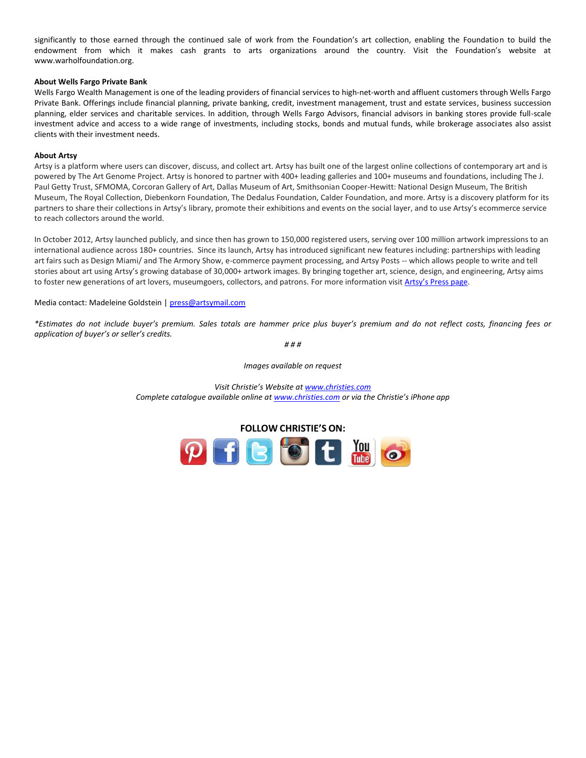significantly to those earned through the continued sale of work from the Foundation's art collection, enabling the Foundation to build the endowment from which it makes cash grants to arts organizations around the country. Visit the Foundation's website at www.warholfoundation.org.

**About Wells Fargo Private Bank**

Wells Fargo Wealth Management is one of the leading providers of financial services to high-net-worth and affluent customers through Wells Fargo Private Bank. Offerings include financial planning, private banking, credit, investment management, trust and estate services, business succession planning, elder services and charitable services. In addition, through Wells Fargo Advisors, financial advisors in banking stores provide full-scale investment advice and access to a wide range of investments, including stocks, bonds and mutual funds, while brokerage associates also assist clients with their investment needs.

**About Artsy**

Artsy is a platform where users can discover, discuss, and collect art. Artsy has built one of the largest online collections of contemporary art and is powered by The Art Genome Project. Artsy is honored to partner with 400+ leading galleries and 100+ museums and foundations, including The J. Paul Getty Trust, SFMOMA, Corcoran Gallery of Art, Dallas Museum of Art, Smithsonian Cooper-Hewitt: National Design Museum, The British Museum, The Royal Collection, Diebenkorn Foundation, The Dedalus Foundation, Calder Foundation, and more. Artsy is a discovery platform for its partners to share their collections in Artsy's library, promote their exhibitions and events on the social layer, and to use Artsy's ecommerce service to reach collectors around the world.

In October 2012, Artsy launched publicly, and since then has grown to 150,000 registered users, serving over 100 million artwork impressions to an international audience across 180+ countries. Since its launch, Artsy has introduced significant new features including: partnerships with leading art fairs such as Design Miami/ and The Armory Show, e-commerce payment processing, and Artsy Posts -- which allows people to write and tell stories about art using Artsy's growing database of 30,000+ artwork images. By bringing together art, science, design, and engineering, Artsy aims to foster new generations of art lovers, museumgoers, collectors, and patrons. For more information visit [Artsy's Press page](#).

Media contact: Madeleine Goldstein | [press@artsymail.com](mailto:press@artsymail.com)

*\*Estimates do not include buyer's premium. Sales totals are hammer price plus buyer's premium and do not reflect costs, financing fees or application of buyer's or seller's credits.*

# # #

*Images available on request*

*Visit Christie's Website at [www.christies.com](http://www.christies.com)*
*Complete catalogue available online at [www.christies.com](http://www.christies.com) or via the Christie's iPhone app*

**FOLLOW CHRISTIE'S ON:**